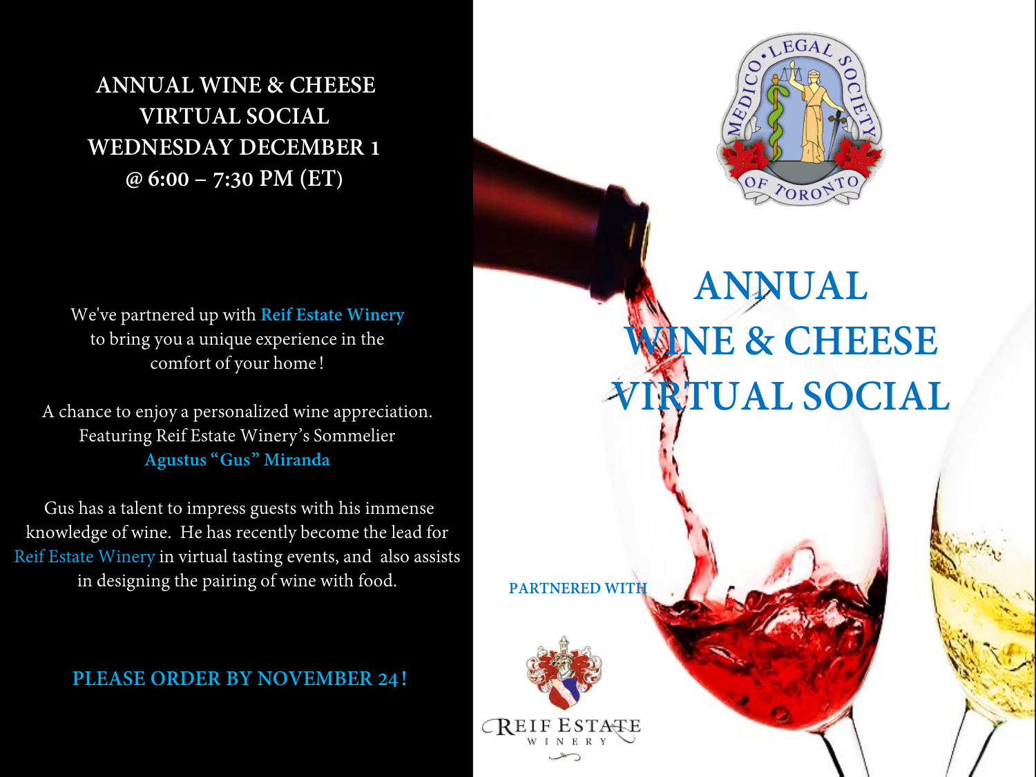# ANNUAL WINE & CHEESE VIRTUAL SOCIAL

**WEDNESDAY DECEMBER 1**
**@ 6:00 – 7:30 PM (ET)**

We've partnered up with **Reif Estate Winery** to bring you a unique experience in the comfort of your home!

A chance to enjoy a personalized wine appreciation. Featuring Reif Estate Winery's Sommelier **Agustus "Gus" Miranda**

Gus has a talent to impress guests with his immense knowledge of wine. He has recently become the lead for Reif Estate Winery in virtual tasting events, and also assists in designing the pairing of wine with food.

**PLEASE ORDER BY NOVEMBER 24!**

MEDICO-LEGAL SOCIETY OF TORONTO

# ANNUAL WINE & CHEESE VIRTUAL SOCIAL

PARTNERED WITH

REIF ESTATE WINERY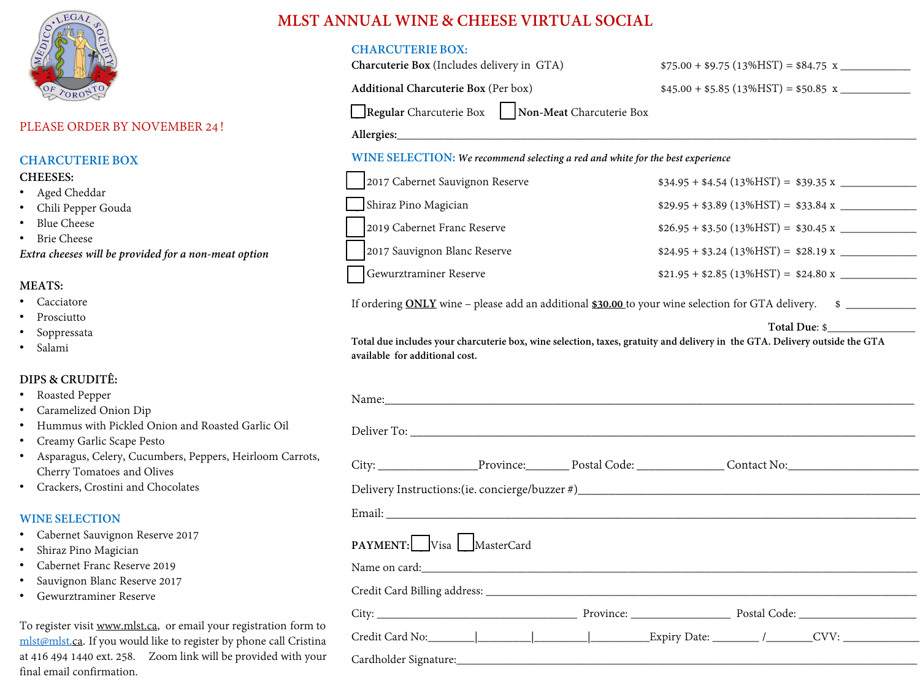# MLST ANNUAL WINE & CHEESE VIRTUAL SOCIAL

PLEASE ORDER BY NOVEMBER 24 !

## CHARCUTERIE BOX

**CHEESES:**

- Aged Cheddar
- Chili Pepper Gouda
- Blue Cheese
- Brie Cheese

***Extra cheeses will be provided for a non-meat option***

**MEATS:**

- Cacciatore
- Prosciutto
- Soppressata
- Salami

**DIPS & CRUDITÊ:**

- Roasted Pepper
- Caramelized Onion Dip
- Hummus with Pickled Onion and Roasted Garlic Oil
- Creamy Garlic Scape Pesto
- Asparagus, Celery, Cucumbers, Peppers, Heirloom Carrots, Cherry Tomatoes and Olives
- Crackers, Crostini and Chocolates

## WINE SELECTION

- Cabernet Sauvignon Reserve 2017
- Shiraz Pino Magician
- Cabernet Franc Reserve 2019
- Sauvignon Blanc Reserve 2017
- Gewurztraminer Reserve

To register visit www.mlst.ca, or email your registration form to mlst@mlst.ca. If you would like to register by phone call Cristina at 416 494 1440 ext. 258. Zoom link will be provided with your final email confirmation.

## CHARCUTERIE BOX:

**Charcuterie Box** (Includes delivery in GTA) $75.00 + $9.75 (13%HST) = $84.75 x ____________

**Additional Charcuterie Box** (Per box) $45.00 + $5.85 (13%HST) = $50.85 x ____________

☐ **Regular** Charcuterie Box ☐ **Non-Meat** Charcuterie Box

**Allergies:**____________________________________________

## WINE SELECTION: *We recommend selecting a red and white for the best experience*

☐ 2017 Cabernet Sauvignon Reserve $34.95 + $4.54 (13%HST) = $39.35 x ____________

☐ Shiraz Pino Magician $29.95 + $3.89 (13%HST) = $33.84 x ____________

☐ 2019 Cabernet Franc Reserve $26.95 + $3.50 (13%HST) = $30.45 x ____________

☐ 2017 Sauvignon Blanc Reserve $24.95 + $3.24 (13%HST) = $28.19 x ____________

☐ Gewurztraminer Reserve $21.95 + $2.85 (13%HST) = $24.80 x ____________

If ordering **ONLY** wine – please add an additional **$30.00** to your wine selection for GTA delivery. $ ____________

**Total Due**: $______________

**Total due includes your charcuterie box, wine selection, taxes, gratuity and delivery in the GTA. Delivery outside the GTA available for additional cost.**

Name:____________________________________________

Deliver To: ____________________________________________

City: ________________Province:_______ Postal Code: ______________ Contact No:____________________

Delivery Instructions:(ie. concierge/buzzer #)____________________________________________

Email: ____________________________________________

**PAYMENT:** ☐ Visa ☐ MasterCard

Name on card:____________________________________________

Credit Card Billing address: ____________________________________________

City: ______________________________ Province: ________________ Postal Code: __________________

Credit Card No:________|_________|_________|__________Expiry Date: ________ /________CVV: ____________

Cardholder Signature:____________________________________________